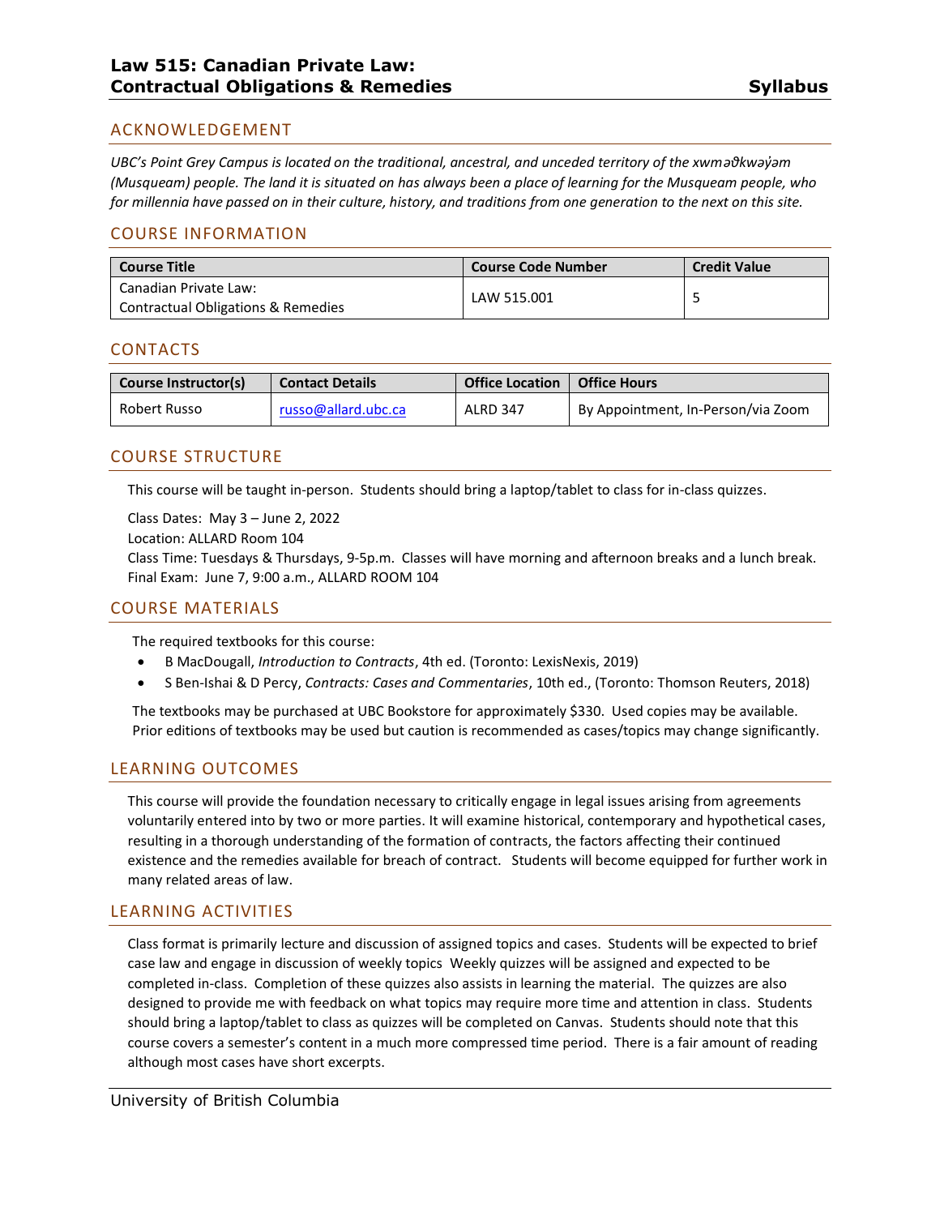# Law 515: Canadian Private Law: Contractual Obligations & Remedies

**Syllabus**

## ACKNOWLEDGEMENT

*UBC's Point Grey Campus is located on the traditional, ancestral, and unceded territory of the xʷməθkʷəy̓əm (Musqueam) people. The land it is situated on has always been a place of learning for the Musqueam people, who for millennia have passed on in their culture, history, and traditions from one generation to the next on this site.*

## COURSE INFORMATION

| Course Title | Course Code Number | Credit Value |
|---|---|---|
| Canadian Private Law: Contractual Obligations & Remedies | LAW 515.001 | 5 |

## CONTACTS

| Course Instructor(s) | Contact Details | Office Location | Office Hours |
|---|---|---|---|
| Robert Russo | russo@allard.ubc.ca | ALRD 347 | By Appointment, In-Person/via Zoom |

## COURSE STRUCTURE

This course will be taught in-person. Students should bring a laptop/tablet to class for in-class quizzes.

Class Dates: May 3 – June 2, 2022
Location: ALLARD Room 104
Class Time: Tuesdays & Thursdays, 9-5p.m. Classes will have morning and afternoon breaks and a lunch break.
Final Exam: June 7, 9:00 a.m., ALLARD ROOM 104

## COURSE MATERIALS

The required textbooks for this course:

- B MacDougall, *Introduction to Contracts*, 4th ed. (Toronto: LexisNexis, 2019)
- S Ben-Ishai & D Percy, *Contracts: Cases and Commentaries*, 10th ed., (Toronto: Thomson Reuters, 2018)

The textbooks may be purchased at UBC Bookstore for approximately $330. Used copies may be available. Prior editions of textbooks may be used but caution is recommended as cases/topics may change significantly.

## LEARNING OUTCOMES

This course will provide the foundation necessary to critically engage in legal issues arising from agreements voluntarily entered into by two or more parties. It will examine historical, contemporary and hypothetical cases, resulting in a thorough understanding of the formation of contracts, the factors affecting their continued existence and the remedies available for breach of contract. Students will become equipped for further work in many related areas of law.

## LEARNING ACTIVITIES

Class format is primarily lecture and discussion of assigned topics and cases. Students will be expected to brief case law and engage in discussion of weekly topics Weekly quizzes will be assigned and expected to be completed in-class. Completion of these quizzes also assists in learning the material. The quizzes are also designed to provide me with feedback on what topics may require more time and attention in class. Students should bring a laptop/tablet to class as quizzes will be completed on Canvas. Students should note that this course covers a semester's content in a much more compressed time period. There is a fair amount of reading although most cases have short excerpts.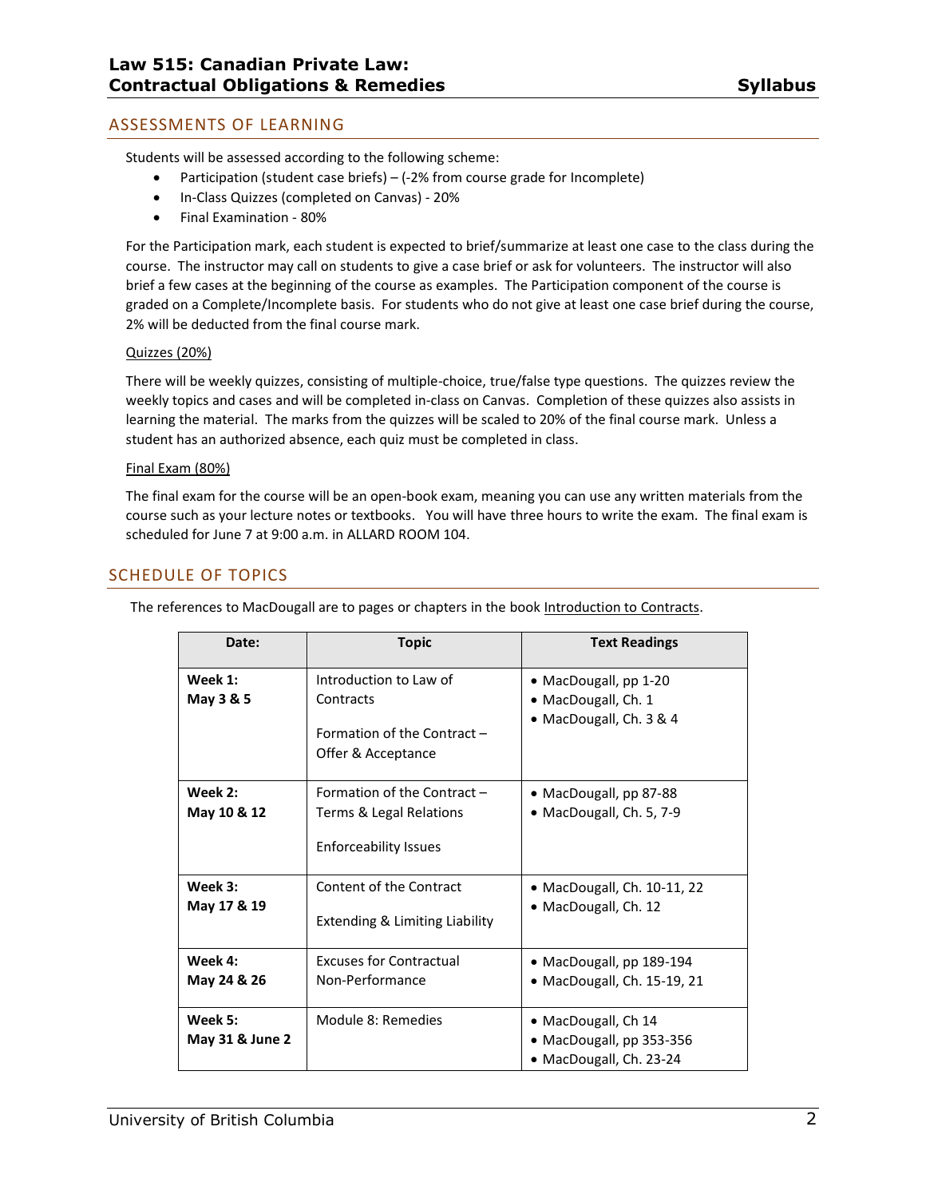## ASSESSMENTS OF LEARNING

Students will be assessed according to the following scheme:

- Participation (student case briefs) – (-2% from course grade for Incomplete)
- In-Class Quizzes (completed on Canvas) - 20%
- Final Examination - 80%

For the Participation mark, each student is expected to brief/summarize at least one case to the class during the course. The instructor may call on students to give a case brief or ask for volunteers. The instructor will also brief a few cases at the beginning of the course as examples. The Participation component of the course is graded on a Complete/Incomplete basis. For students who do not give at least one case brief during the course, 2% will be deducted from the final course mark.

Quizzes (20%)

There will be weekly quizzes, consisting of multiple-choice, true/false type questions. The quizzes review the weekly topics and cases and will be completed in-class on Canvas. Completion of these quizzes also assists in learning the material. The marks from the quizzes will be scaled to 20% of the final course mark. Unless a student has an authorized absence, each quiz must be completed in class.

Final Exam (80%)

The final exam for the course will be an open-book exam, meaning you can use any written materials from the course such as your lecture notes or textbooks. You will have three hours to write the exam. The final exam is scheduled for June 7 at 9:00 a.m. in ALLARD ROOM 104.

## SCHEDULE OF TOPICS

The references to MacDougall are to pages or chapters in the book Introduction to Contracts.

| Date: | Topic | Text Readings |
|---|---|---|
| **Week 1:** **May 3 & 5** | Introduction to Law of Contracts<br><br>Formation of the Contract – Offer & Acceptance | • MacDougall, pp 1-20<br>• MacDougall, Ch. 1<br>• MacDougall, Ch. 3 & 4 |
| **Week 2:** **May 10 & 12** | Formation of the Contract – Terms & Legal Relations<br><br>Enforceability Issues | • MacDougall, pp 87-88<br>• MacDougall, Ch. 5, 7-9 |
| **Week 3:** **May 17 & 19** | Content of the Contract<br><br>Extending & Limiting Liability | • MacDougall, Ch. 10-11, 22<br>• MacDougall, Ch. 12 |
| **Week 4:** **May 24 & 26** | Excuses for Contractual Non-Performance | • MacDougall, pp 189-194<br>• MacDougall, Ch. 15-19, 21 |
| **Week 5:** **May 31 & June 2** | Module 8: Remedies | • MacDougall, Ch 14<br>• MacDougall, pp 353-356<br>• MacDougall, Ch. 23-24 |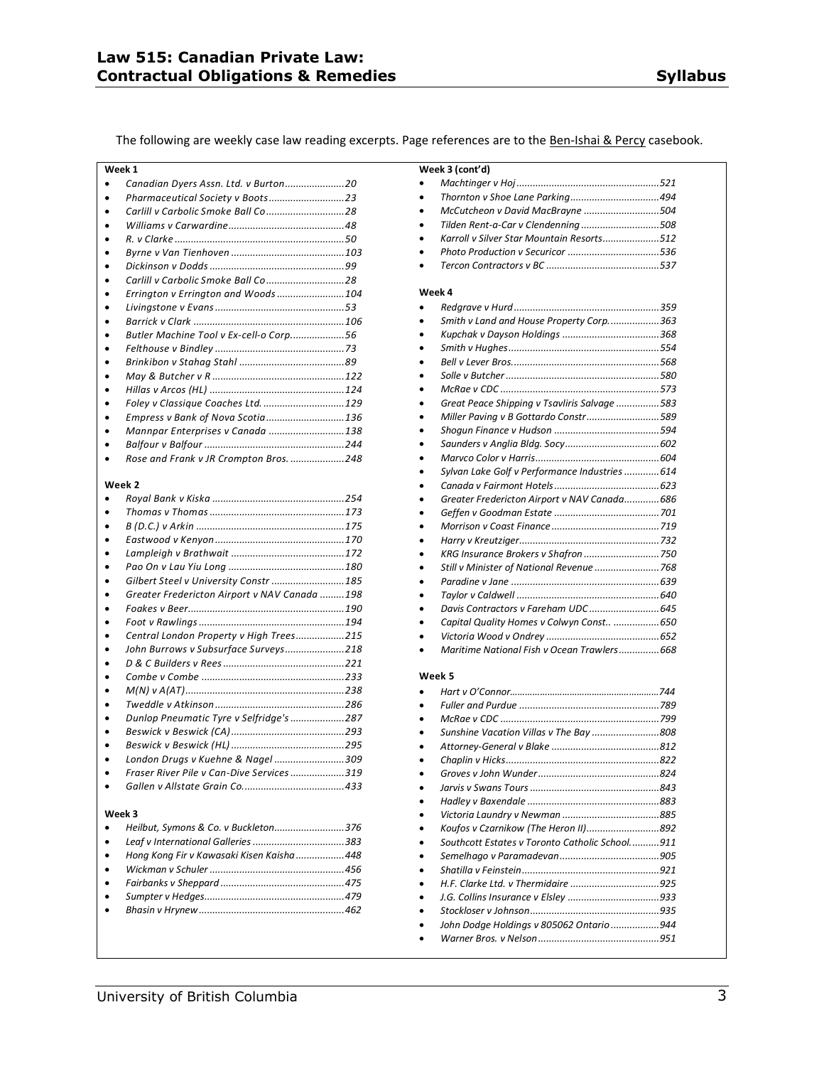The following are weekly case law reading excerpts. Page references are to the Ben-Ishai & Percy casebook.

**Week 1**

- *Canadian Dyers Assn. Ltd. v Burton* ...20
- *Pharmaceutical Society v Boots* ...23
- *Carlill v Carbolic Smoke Ball Co* ...28
- *Williams v Carwardine* ...48
- *R. v Clarke* ...50
- *Byrne v Van Tienhoven* ...103
- *Dickinson v Dodds* ...99
- *Carlill v Carbolic Smoke Ball Co* ...28
- *Errington v Errington and Woods* ...104
- *Livingstone v Evans* ...53
- *Barrick v Clark* ...106
- *Butler Machine Tool v Ex-cell-o Corp.* ...56
- *Felthouse v Bindley* ...73
- *Brinkibon v Stahag Stahl* ...89
- *May & Butcher v R* ...122
- *Hillas v Arcos (HL)* ...124
- *Foley v Classique Coaches Ltd.* ...129
- *Empress v Bank of Nova Scotia* ...136
- *Mannpar Enterprises v Canada* ...138
- *Balfour v Balfour* ...244
- *Rose and Frank v JR Crompton Bros.* ...248

**Week 2**

- *Royal Bank v Kiska* ...254
- *Thomas v Thomas* ...173
- *B (D.C.) v Arkin* ...175
- *Eastwood v Kenyon* ...170
- *Lampleigh v Brathwait* ...172
- *Pao On v Lau Yiu Long* ...180
- *Gilbert Steel v University Constr* ...185
- *Greater Fredericton Airport v NAV Canada* ...198
- *Foakes v Beer* ...190
- *Foot v Rawlings* ...194
- *Central London Property v High Trees* ...215
- *John Burrows v Subsurface Surveys* ...218
- *D & C Builders v Rees* ...221
- *Combe v Combe* ...233
- *M(N) v A(AT)* ...238
- *Tweddle v Atkinson* ...286
- *Dunlop Pneumatic Tyre v Selfridge's* ...287
- *Beswick v Beswick (CA)* ...293
- *Beswick v Beswick (HL)* ...295
- *London Drugs v Kuehne & Nagel* ...309
- *Fraser River Pile v Can-Dive Services* ...319
- *Gallen v Allstate Grain Co.* ...433

**Week 3**

- *Heilbut, Symons & Co. v Buckleton* ...376
- *Leaf v International Galleries* ...383
- *Hong Kong Fir v Kawasaki Kisen Kaisha* ...448
- *Wickman v Schuler* ...456
- *Fairbanks v Sheppard* ...475
- *Sumpter v Hedges* ...479
- *Bhasin v Hrynew* ...462

**Week 3 (cont'd)**

- *Machtinger v Hoj* ...521
- *Thornton v Shoe Lane Parking* ...494
- *McCutcheon v David MacBrayne* ...504
- *Tilden Rent-a-Car v Clendenning* ...508
- *Karroll v Silver Star Mountain Resorts* ...512
- *Photo Production v Securicor* ...536
- *Tercon Contractors v BC* ...537

**Week 4**

- *Redgrave v Hurd* ...359
- *Smith v Land and House Property Corp.* ...363
- *Kupchak v Dayson Holdings* ...368
- *Smith v Hughes* ...554
- *Bell v Lever Bros.* ...568
- *Solle v Butcher* ...580
- *McRae v CDC* ...573
- *Great Peace Shipping v Tsavliris Salvage* ...583
- *Miller Paving v B Gottardo Constr* ...589
- *Shogun Finance v Hudson* ...594
- *Saunders v Anglia Bldg. Socy* ...602
- *Marvco Color v Harris* ...604
- *Sylvan Lake Golf v Performance Industries* ...614
- *Canada v Fairmont Hotels* ...623
- *Greater Fredericton Airport v NAV Canada* ...686
- *Geffen v Goodman Estate* ...701
- *Morrison v Coast Finance* ...719
- *Harry v Kreutziger* ...732
- *KRG Insurance Brokers v Shafron* ...750
- *Still v Minister of National Revenue* ...768
- *Paradine v Jane* ...639
- *Taylor v Caldwell* ...640
- *Davis Contractors v Fareham UDC* ...645
- *Capital Quality Homes v Colwyn Const.* ...650
- *Victoria Wood v Ondrey* ...652
- *Maritime National Fish v Ocean Trawlers* ...668

**Week 5**

- *Hart v O'Connor* ...744
- *Fuller and Purdue* ...789
- *McRae v CDC* ...799
- *Sunshine Vacation Villas v The Bay* ...808
- *Attorney-General v Blake* ...812
- *Chaplin v Hicks* ...822
- *Groves v John Wunder* ...824
- *Jarvis v Swans Tours* ...843
- *Hadley v Baxendale* ...883
- *Victoria Laundry v Newman* ...885
- *Koufos v Czarnikow (The Heron II)* ...892
- *Southcott Estates v Toronto Catholic School* ...911
- *Semelhago v Paramadevan* ...905
- *Shatilla v Feinstein* ...921
- *H.F. Clarke Ltd. v Thermidaire* ...925
- *J.G. Collins Insurance v Elsley* ...933
- *Stockloser v Johnson* ...935
- *John Dodge Holdings v 805062 Ontario* ...944
- *Warner Bros. v Nelson* ...951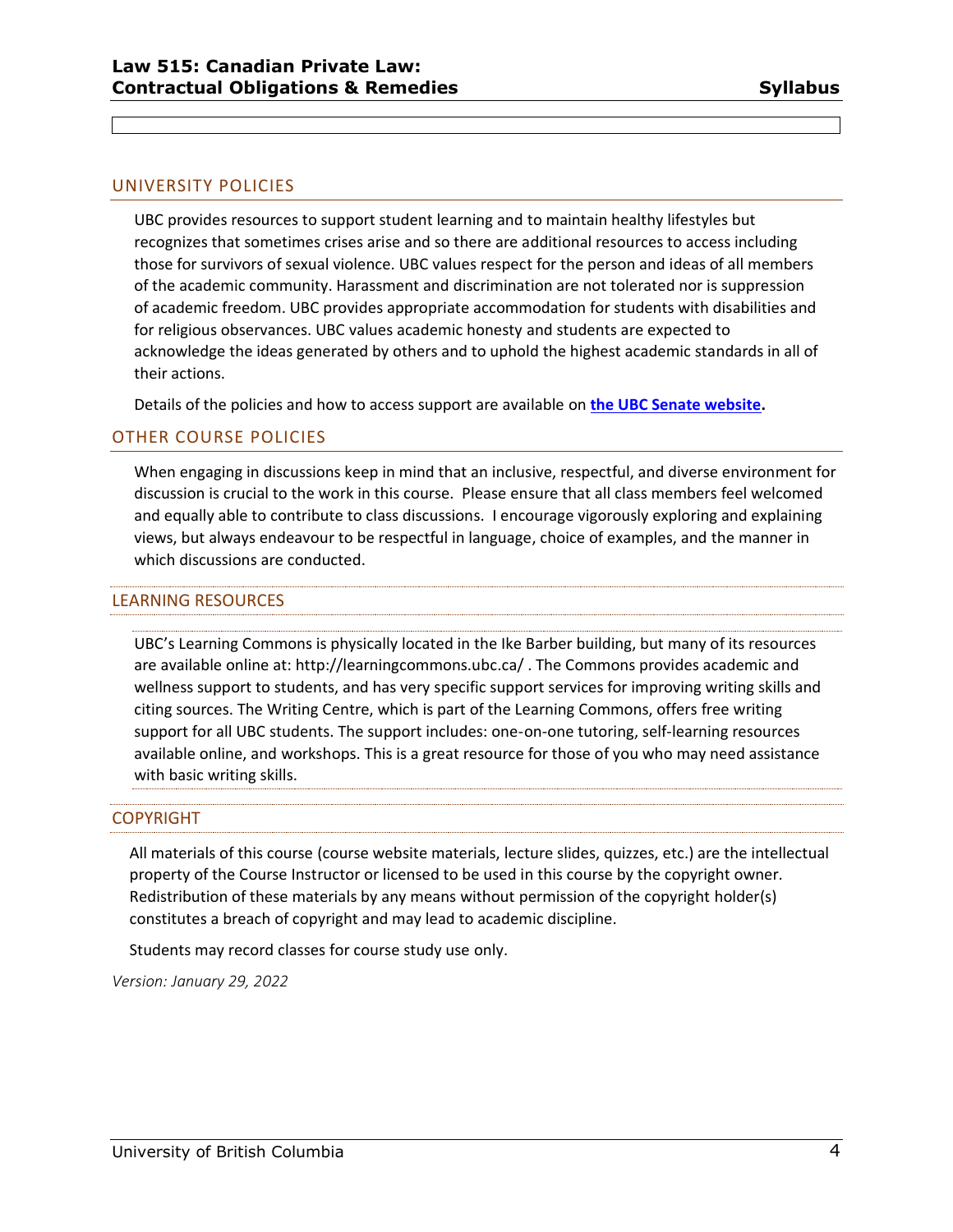## UNIVERSITY POLICIES

UBC provides resources to support student learning and to maintain healthy lifestyles but recognizes that sometimes crises arise and so there are additional resources to access including those for survivors of sexual violence. UBC values respect for the person and ideas of all members of the academic community. Harassment and discrimination are not tolerated nor is suppression of academic freedom. UBC provides appropriate accommodation for students with disabilities and for religious observances. UBC values academic honesty and students are expected to acknowledge the ideas generated by others and to uphold the highest academic standards in all of their actions.

Details of the policies and how to access support are available on **the UBC Senate website.**

## OTHER COURSE POLICIES

When engaging in discussions keep in mind that an inclusive, respectful, and diverse environment for discussion is crucial to the work in this course. Please ensure that all class members feel welcomed and equally able to contribute to class discussions. I encourage vigorously exploring and explaining views, but always endeavour to be respectful in language, choice of examples, and the manner in which discussions are conducted.

## LEARNING RESOURCES

UBC's Learning Commons is physically located in the Ike Barber building, but many of its resources are available online at: http://learningcommons.ubc.ca/ . The Commons provides academic and wellness support to students, and has very specific support services for improving writing skills and citing sources. The Writing Centre, which is part of the Learning Commons, offers free writing support for all UBC students. The support includes: one-on-one tutoring, self-learning resources available online, and workshops. This is a great resource for those of you who may need assistance with basic writing skills.

## COPYRIGHT

All materials of this course (course website materials, lecture slides, quizzes, etc.) are the intellectual property of the Course Instructor or licensed to be used in this course by the copyright owner. Redistribution of these materials by any means without permission of the copyright holder(s) constitutes a breach of copyright and may lead to academic discipline.

Students may record classes for course study use only.

*Version: January 29, 2022*